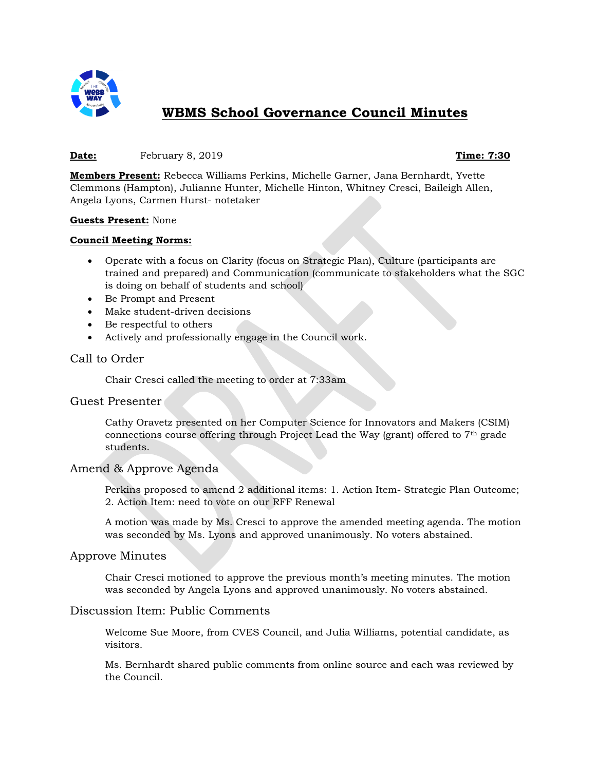# WBMS School Governance Council Minutes

**Date:** February 8, 2019 **Time: 7:30**

**Members Present:** Rebecca Williams Perkins, Michelle Garner, Jana Bernhardt, Yvette Clemmons (Hampton), Julianne Hunter, Michelle Hinton, Whitney Cresci, Baileigh Allen, Angela Lyons, Carmen Hurst- notetaker

**Guests Present:** None

**Council Meeting Norms:**

- Operate with a focus on Clarity (focus on Strategic Plan), Culture (participants are trained and prepared) and Communication (communicate to stakeholders what the SGC is doing on behalf of students and school)
- Be Prompt and Present
- Make student-driven decisions
- Be respectful to others
- Actively and professionally engage in the Council work.

## Call to Order

Chair Cresci called the meeting to order at 7:33am

## Guest Presenter

Cathy Oravetz presented on her Computer Science for Innovators and Makers (CSIM) connections course offering through Project Lead the Way (grant) offered to 7th grade students.

## Amend & Approve Agenda

Perkins proposed to amend 2 additional items: 1. Action Item- Strategic Plan Outcome; 2. Action Item: need to vote on our RFF Renewal

A motion was made by Ms. Cresci to approve the amended meeting agenda. The motion was seconded by Ms. Lyons and approved unanimously. No voters abstained.

## Approve Minutes

Chair Cresci motioned to approve the previous month's meeting minutes. The motion was seconded by Angela Lyons and approved unanimously. No voters abstained.

## Discussion Item: Public Comments

Welcome Sue Moore, from CVES Council, and Julia Williams, potential candidate, as visitors.

Ms. Bernhardt shared public comments from online source and each was reviewed by the Council.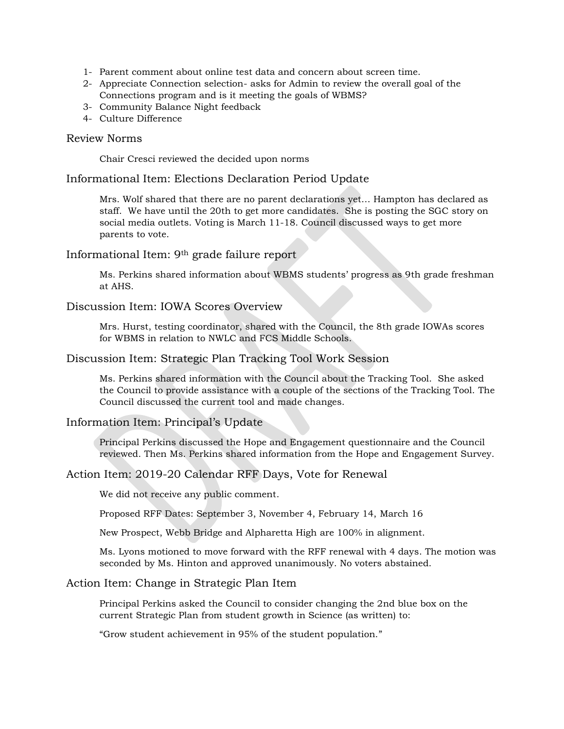1- Parent comment about online test data and concern about screen time.
2- Appreciate Connection selection- asks for Admin to review the overall goal of the Connections program and is it meeting the goals of WBMS?
3- Community Balance Night feedback
4- Culture Difference

## Review Norms

Chair Cresci reviewed the decided upon norms

## Informational Item: Elections Declaration Period Update

Mrs. Wolf shared that there are no parent declarations yet… Hampton has declared as staff. We have until the 20th to get more candidates. She is posting the SGC story on social media outlets. Voting is March 11-18. Council discussed ways to get more parents to vote.

## Informational Item: 9th grade failure report

Ms. Perkins shared information about WBMS students' progress as 9th grade freshman at AHS.

## Discussion Item: IOWA Scores Overview

Mrs. Hurst, testing coordinator, shared with the Council, the 8th grade IOWAs scores for WBMS in relation to NWLC and FCS Middle Schools.

## Discussion Item: Strategic Plan Tracking Tool Work Session

Ms. Perkins shared information with the Council about the Tracking Tool. She asked the Council to provide assistance with a couple of the sections of the Tracking Tool. The Council discussed the current tool and made changes.

## Information Item: Principal's Update

Principal Perkins discussed the Hope and Engagement questionnaire and the Council reviewed. Then Ms. Perkins shared information from the Hope and Engagement Survey.

## Action Item: 2019-20 Calendar RFF Days, Vote for Renewal

We did not receive any public comment.

Proposed RFF Dates: September 3, November 4, February 14, March 16

New Prospect, Webb Bridge and Alpharetta High are 100% in alignment.

Ms. Lyons motioned to move forward with the RFF renewal with 4 days. The motion was seconded by Ms. Hinton and approved unanimously. No voters abstained.

## Action Item: Change in Strategic Plan Item

Principal Perkins asked the Council to consider changing the 2nd blue box on the current Strategic Plan from student growth in Science (as written) to:

"Grow student achievement in 95% of the student population."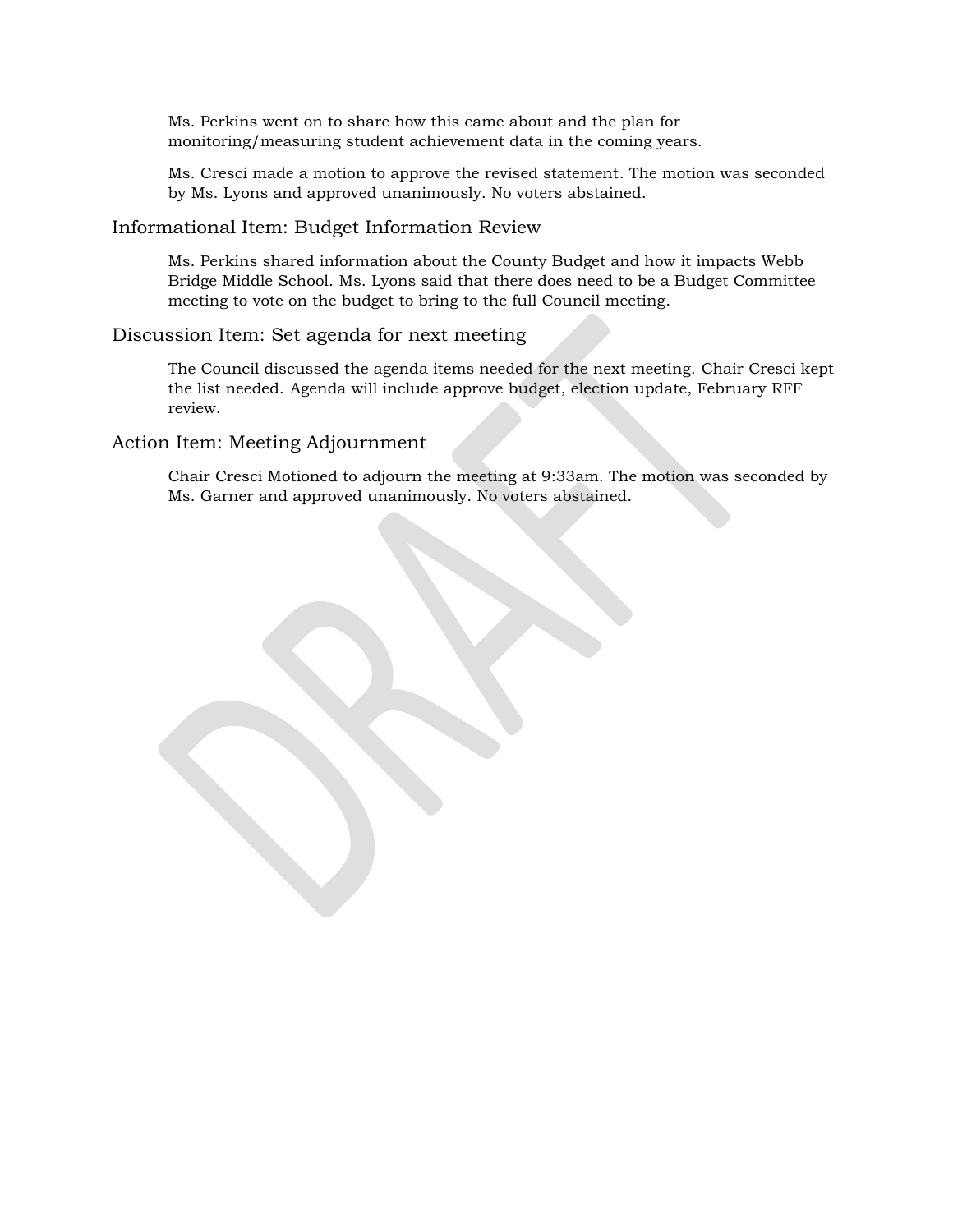Ms. Perkins went on to share how this came about and the plan for monitoring/measuring student achievement data in the coming years.

Ms. Cresci made a motion to approve the revised statement. The motion was seconded by Ms. Lyons and approved unanimously. No voters abstained.

## Informational Item: Budget Information Review

Ms. Perkins shared information about the County Budget and how it impacts Webb Bridge Middle School. Ms. Lyons said that there does need to be a Budget Committee meeting to vote on the budget to bring to the full Council meeting.

## Discussion Item: Set agenda for next meeting

The Council discussed the agenda items needed for the next meeting. Chair Cresci kept the list needed. Agenda will include approve budget, election update, February RFF review.

## Action Item: Meeting Adjournment

Chair Cresci Motioned to adjourn the meeting at 9:33am. The motion was seconded by Ms. Garner and approved unanimously. No voters abstained.